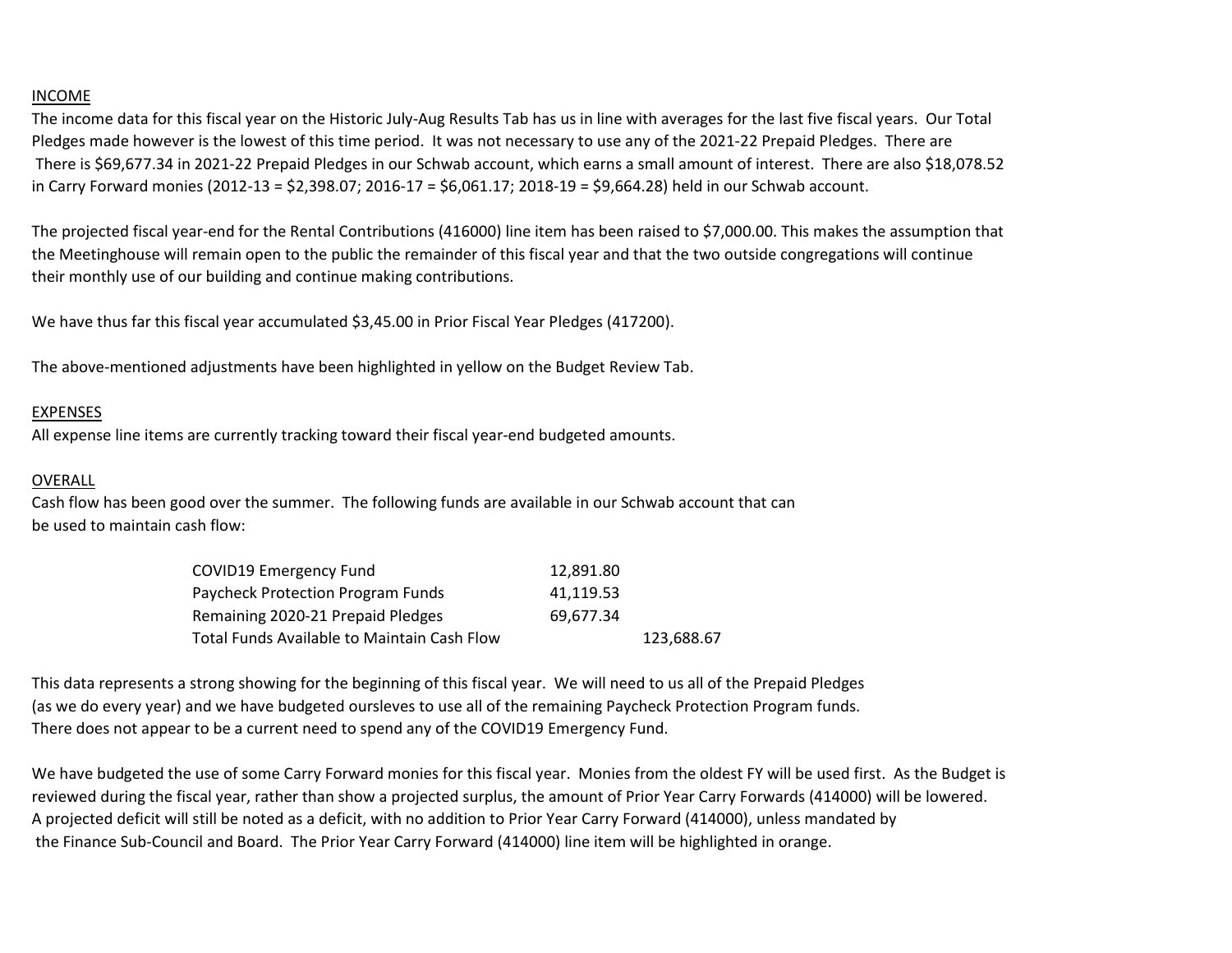INCOME

The income data for this fiscal year on the Historic July-Aug Results Tab has us in line with averages for the last five fiscal years. Our Total Pledges made however is the lowest of this time period. It was not necessary to use any of the 2021-22 Prepaid Pledges. There are There is $69,677.34 in 2021-22 Prepaid Pledges in our Schwab account, which earns a small amount of interest. There are also $18,078.52 in Carry Forward monies (2012-13 = $2,398.07; 2016-17 = $6,061.17; 2018-19 = $9,664.28) held in our Schwab account.

The projected fiscal year-end for the Rental Contributions (416000) line item has been raised to $7,000.00. This makes the assumption that the Meetinghouse will remain open to the public the remainder of this fiscal year and that the two outside congregations will continue their monthly use of our building and continue making contributions.

We have thus far this fiscal year accumulated $3,45.00 in Prior Fiscal Year Pledges (417200).

The above-mentioned adjustments have been highlighted in yellow on the Budget Review Tab.

EXPENSES

All expense line items are currently tracking toward their fiscal year-end budgeted amounts.

OVERALL

Cash flow has been good over the summer. The following funds are available in our Schwab account that can be used to maintain cash flow:

| | | |
|---|---|---|
| COVID19 Emergency Fund | 12,891.80 | |
| Paycheck Protection Program Funds | 41,119.53 | |
| Remaining 2020-21 Prepaid Pledges | 69,677.34 | |
| Total Funds Available to Maintain Cash Flow | | 123,688.67 |

This data represents a strong showing for the beginning of this fiscal year. We will need to us all of the Prepaid Pledges (as we do every year) and we have budgeted oursleves to use all of the remaining Paycheck Protection Program funds. There does not appear to be a current need to spend any of the COVID19 Emergency Fund.

We have budgeted the use of some Carry Forward monies for this fiscal year. Monies from the oldest FY will be used first. As the Budget is reviewed during the fiscal year, rather than show a projected surplus, the amount of Prior Year Carry Forwards (414000) will be lowered. A projected deficit will still be noted as a deficit, with no addition to Prior Year Carry Forward (414000), unless mandated by the Finance Sub-Council and Board. The Prior Year Carry Forward (414000) line item will be highlighted in orange.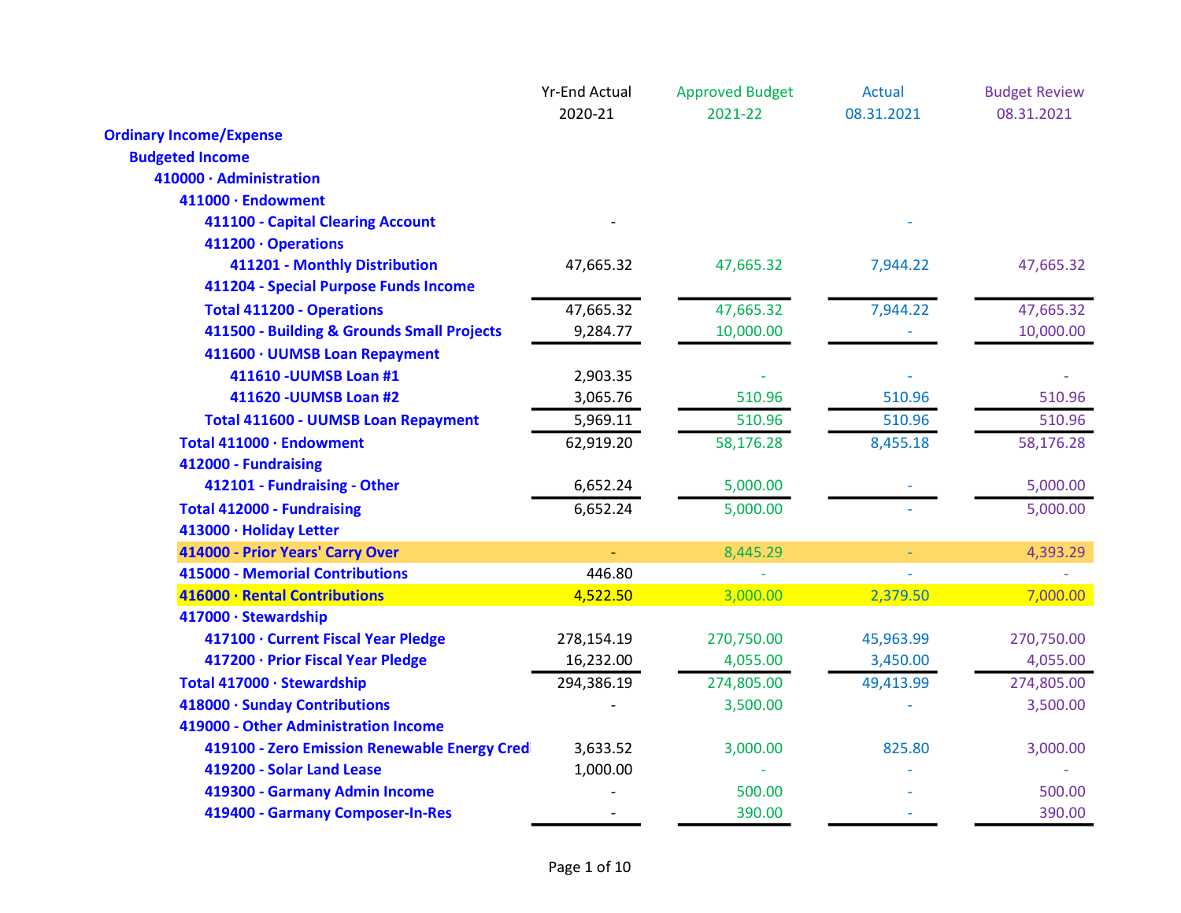| | Yr-End Actual 2020-21 | Approved Budget 2021-22 | Actual 08.31.2021 | Budget Review 08.31.2021 |
|---|---|---|---|---|
| **Ordinary Income/Expense** | | | | |
| **Budgeted Income** | | | | |
| **410000 · Administration** | | | | |
| **411000 · Endowment** | | | | |
| **411100 - Capital Clearing Account** | - | | - | |
| **411200 · Operations** | | | | |
| **411201 - Monthly Distribution** | 47,665.32 | 47,665.32 | 7,944.22 | 47,665.32 |
| **411204 - Special Purpose Funds Income** | | | | |
| **Total 411200 - Operations** | 47,665.32 | 47,665.32 | 7,944.22 | 47,665.32 |
| **411500 - Building & Grounds Small Projects** | 9,284.77 | 10,000.00 | - | 10,000.00 |
| **411600 · UUMSB Loan Repayment** | | | | |
| **411610 -UUMSB Loan #1** | 2,903.35 | - | - | - |
| **411620 -UUMSB Loan #2** | 3,065.76 | 510.96 | 510.96 | 510.96 |
| **Total 411600 - UUMSB Loan Repayment** | 5,969.11 | 510.96 | 510.96 | 510.96 |
| **Total 411000 · Endowment** | 62,919.20 | 58,176.28 | 8,455.18 | 58,176.28 |
| **412000 - Fundraising** | | | | |
| **412101 - Fundraising - Other** | 6,652.24 | 5,000.00 | - | 5,000.00 |
| **Total 412000 - Fundraising** | 6,652.24 | 5,000.00 | - | 5,000.00 |
| **413000 · Holiday Letter** | | | | |
| **414000 - Prior Years' Carry Over** | - | 8,445.29 | - | 4,393.29 |
| **415000 - Memorial Contributions** | 446.80 | - | - | - |
| **416000 · Rental Contributions** | 4,522.50 | 3,000.00 | 2,379.50 | 7,000.00 |
| **417000 · Stewardship** | | | | |
| **417100 · Current Fiscal Year Pledge** | 278,154.19 | 270,750.00 | 45,963.99 | 270,750.00 |
| **417200 · Prior Fiscal Year Pledge** | 16,232.00 | 4,055.00 | 3,450.00 | 4,055.00 |
| **Total 417000 · Stewardship** | 294,386.19 | 274,805.00 | 49,413.99 | 274,805.00 |
| **418000 · Sunday Contributions** | - | 3,500.00 | - | 3,500.00 |
| **419000 - Other Administration Income** | | | | |
| **419100 - Zero Emission Renewable Energy Cred** | 3,633.52 | 3,000.00 | 825.80 | 3,000.00 |
| **419200 - Solar Land Lease** | 1,000.00 | - | - | - |
| **419300 - Garmany Admin Income** | - | 500.00 | - | 500.00 |
| **419400 - Garmany Composer-In-Res** | - | 390.00 | - | 390.00 |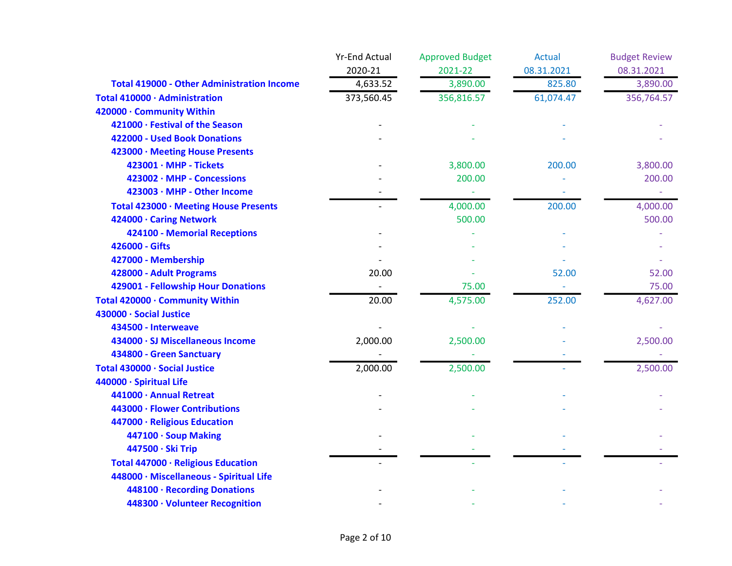| | Yr-End Actual 2020-21 | Approved Budget 2021-22 | Actual 08.31.2021 | Budget Review 08.31.2021 |
|---|---|---|---|---|
| **Total 419000 - Other Administration Income** | 4,633.52 | 3,890.00 | 825.80 | 3,890.00 |
| **Total 410000 · Administration** | 373,560.45 | 356,816.57 | 61,074.47 | 356,764.57 |
| **420000 · Community Within** | | | | |
| **421000 · Festival of the Season** | - | - | - | - |
| **422000 - Used Book Donations** | - | - | - | - |
| **423000 · Meeting House Presents** | | | | |
| **423001 · MHP - Tickets** | - | 3,800.00 | 200.00 | 3,800.00 |
| **423002 · MHP - Concessions** | - | 200.00 | - | 200.00 |
| **423003 · MHP - Other Income** | - | - | - | - |
| **Total 423000 · Meeting House Presents** | - | 4,000.00 | 200.00 | 4,000.00 |
| **424000 · Caring Network** | | 500.00 | | 500.00 |
| **424100 - Memorial Receptions** | - | - | - | - |
| **426000 - Gifts** | - | - | - | - |
| **427000 - Membership** | - | - | - | - |
| **428000 - Adult Programs** | 20.00 | - | 52.00 | 52.00 |
| **429001 - Fellowship Hour Donations** | - | 75.00 | - | 75.00 |
| **Total 420000 · Community Within** | 20.00 | 4,575.00 | 252.00 | 4,627.00 |
| **430000 · Social Justice** | | | | |
| **434500 - Interweave** | - | - | - | - |
| **434000 · SJ Miscellaneous Income** | 2,000.00 | 2,500.00 | - | 2,500.00 |
| **434800 - Green Sanctuary** | - | - | - | - |
| **Total 430000 · Social Justice** | 2,000.00 | 2,500.00 | - | 2,500.00 |
| **440000 · Spiritual Life** | | | | |
| **441000 · Annual Retreat** | - | - | - | - |
| **443000 · Flower Contributions** | - | - | - | - |
| **447000 · Religious Education** | | | | |
| **447100 · Soup Making** | - | - | - | - |
| **447500 · Ski Trip** | - | - | - | - |
| **Total 447000 · Religious Education** | - | - | - | - |
| **448000 · Miscellaneous - Spiritual Life** | | | | |
| **448100 · Recording Donations** | - | - | - | - |
| **448300 · Volunteer Recognition** | - | - | - | - |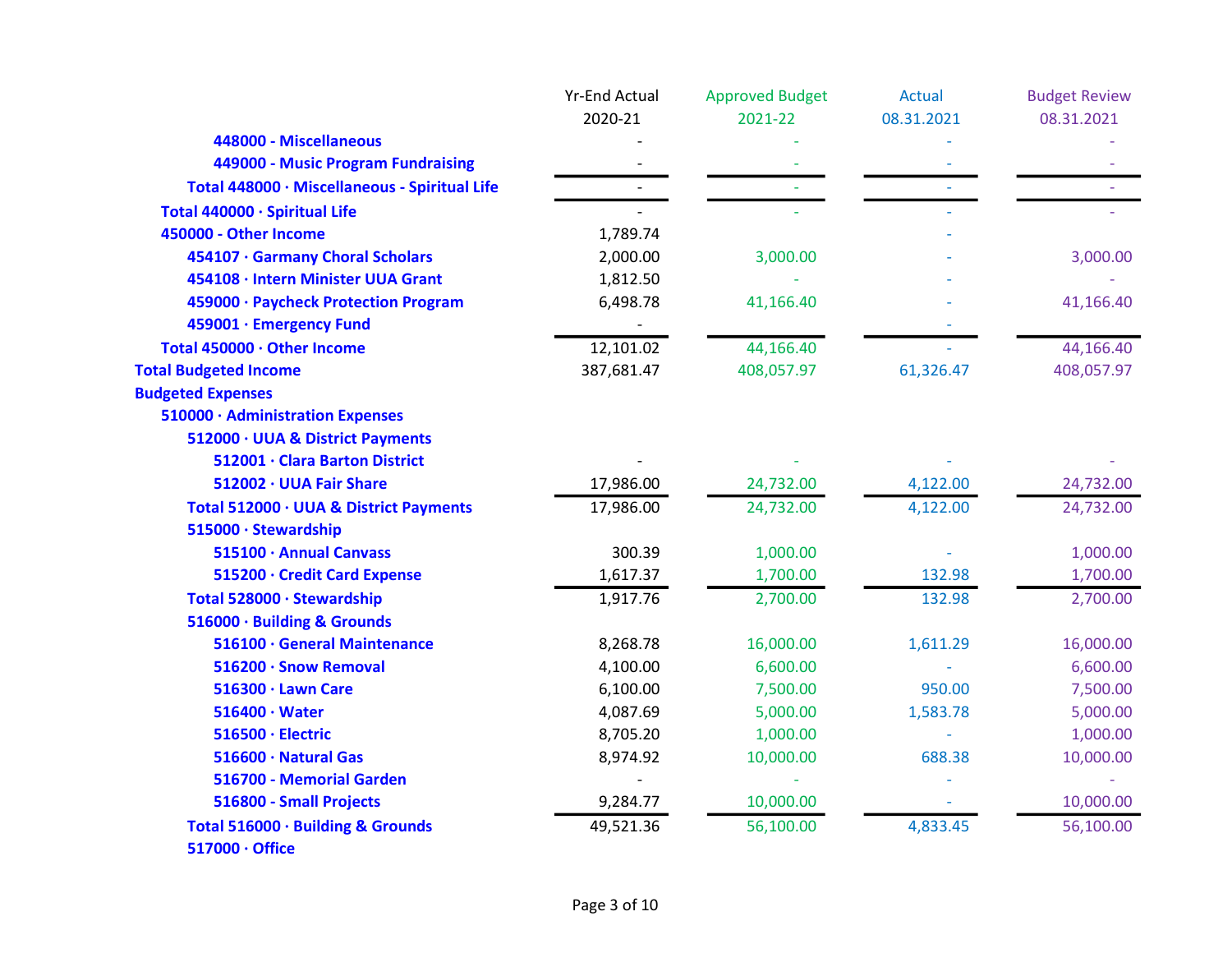| | Yr-End Actual 2020-21 | Approved Budget 2021-22 | Actual 08.31.2021 | Budget Review 08.31.2021 |
|---|---|---|---|---|
| 448000 - Miscellaneous | - | - | - | - |
| 449000 - Music Program Fundraising | - | - | - | - |
| Total 448000 · Miscellaneous - Spiritual Life | - | - | - | - |
| Total 440000 · Spiritual Life | - | - | - | - |
| 450000 - Other Income | 1,789.74 | | - | |
| 454107 · Garmany Choral Scholars | 2,000.00 | 3,000.00 | - | 3,000.00 |
| 454108 · Intern Minister UUA Grant | 1,812.50 | - | - | - |
| 459000 · Paycheck Protection Program | 6,498.78 | 41,166.40 | - | 41,166.40 |
| 459001 · Emergency Fund | - | | - | |
| Total 450000 · Other Income | 12,101.02 | 44,166.40 | - | 44,166.40 |
| Total Budgeted Income | 387,681.47 | 408,057.97 | 61,326.47 | 408,057.97 |
| Budgeted Expenses | | | | |
| 510000 · Administration Expenses | | | | |
| 512000 · UUA & District Payments | | | | |
| 512001 · Clara Barton District | - | - | - | - |
| 512002 · UUA Fair Share | 17,986.00 | 24,732.00 | 4,122.00 | 24,732.00 |
| Total 512000 · UUA & District Payments | 17,986.00 | 24,732.00 | 4,122.00 | 24,732.00 |
| 515000 · Stewardship | | | | |
| 515100 · Annual Canvass | 300.39 | 1,000.00 | - | 1,000.00 |
| 515200 · Credit Card Expense | 1,617.37 | 1,700.00 | 132.98 | 1,700.00 |
| Total 528000 · Stewardship | 1,917.76 | 2,700.00 | 132.98 | 2,700.00 |
| 516000 · Building & Grounds | | | | |
| 516100 · General Maintenance | 8,268.78 | 16,000.00 | 1,611.29 | 16,000.00 |
| 516200 · Snow Removal | 4,100.00 | 6,600.00 | - | 6,600.00 |
| 516300 · Lawn Care | 6,100.00 | 7,500.00 | 950.00 | 7,500.00 |
| 516400 · Water | 4,087.69 | 5,000.00 | 1,583.78 | 5,000.00 |
| 516500 · Electric | 8,705.20 | 1,000.00 | - | 1,000.00 |
| 516600 · Natural Gas | 8,974.92 | 10,000.00 | 688.38 | 10,000.00 |
| 516700 - Memorial Garden | - | - | - | - |
| 516800 - Small Projects | 9,284.77 | 10,000.00 | - | 10,000.00 |
| Total 516000 · Building & Grounds | 49,521.36 | 56,100.00 | 4,833.45 | 56,100.00 |
| 517000 · Office | | | | |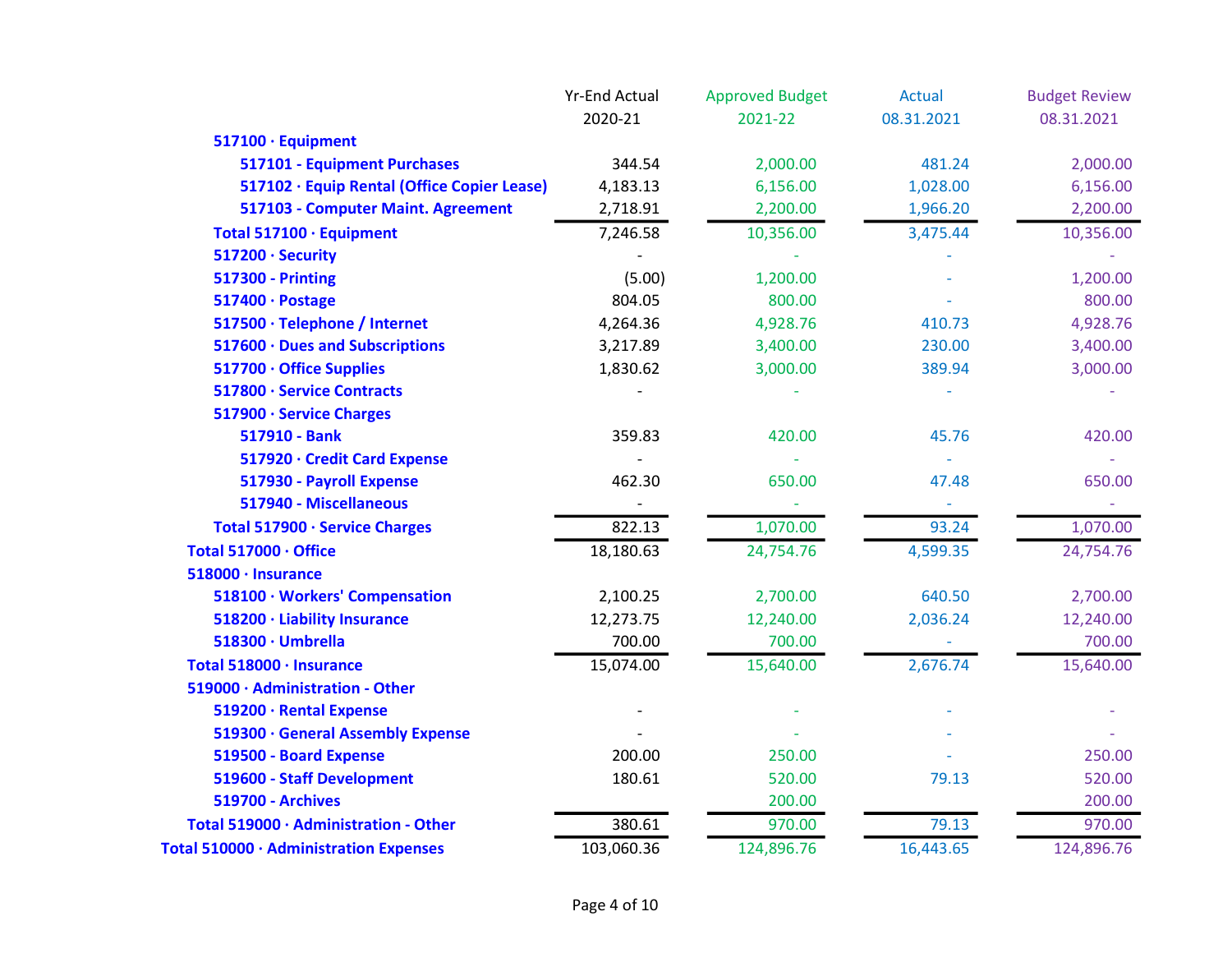| | Yr-End Actual 2020-21 | Approved Budget 2021-22 | Actual 08.31.2021 | Budget Review 08.31.2021 |
|---|---|---|---|---|
| **517100 · Equipment** | | | | |
| **517101 - Equipment Purchases** | 344.54 | 2,000.00 | 481.24 | 2,000.00 |
| **517102 · Equip Rental (Office Copier Lease)** | 4,183.13 | 6,156.00 | 1,028.00 | 6,156.00 |
| **517103 - Computer Maint. Agreement** | 2,718.91 | 2,200.00 | 1,966.20 | 2,200.00 |
| **Total 517100 · Equipment** | 7,246.58 | 10,356.00 | 3,475.44 | 10,356.00 |
| **517200 · Security** | - | - | - | - |
| **517300 - Printing** | (5.00) | 1,200.00 | - | 1,200.00 |
| **517400 · Postage** | 804.05 | 800.00 | - | 800.00 |
| **517500 · Telephone / Internet** | 4,264.36 | 4,928.76 | 410.73 | 4,928.76 |
| **517600 · Dues and Subscriptions** | 3,217.89 | 3,400.00 | 230.00 | 3,400.00 |
| **517700 · Office Supplies** | 1,830.62 | 3,000.00 | 389.94 | 3,000.00 |
| **517800 · Service Contracts** | - | - | - | - |
| **517900 · Service Charges** | | | | |
| **517910 - Bank** | 359.83 | 420.00 | 45.76 | 420.00 |
| **517920 · Credit Card Expense** | - | - | - | - |
| **517930 - Payroll Expense** | 462.30 | 650.00 | 47.48 | 650.00 |
| **517940 - Miscellaneous** | - | - | - | - |
| **Total 517900 · Service Charges** | 822.13 | 1,070.00 | 93.24 | 1,070.00 |
| **Total 517000 · Office** | 18,180.63 | 24,754.76 | 4,599.35 | 24,754.76 |
| **518000 · Insurance** | | | | |
| **518100 · Workers' Compensation** | 2,100.25 | 2,700.00 | 640.50 | 2,700.00 |
| **518200 · Liability Insurance** | 12,273.75 | 12,240.00 | 2,036.24 | 12,240.00 |
| **518300 · Umbrella** | 700.00 | 700.00 | - | 700.00 |
| **Total 518000 · Insurance** | 15,074.00 | 15,640.00 | 2,676.74 | 15,640.00 |
| **519000 · Administration - Other** | | | | |
| **519200 · Rental Expense** | - | - | - | - |
| **519300 · General Assembly Expense** | - | - | - | - |
| **519500 - Board Expense** | 200.00 | 250.00 | - | 250.00 |
| **519600 - Staff Development** | 180.61 | 520.00 | 79.13 | 520.00 |
| **519700 - Archives** | | 200.00 | | 200.00 |
| **Total 519000 · Administration - Other** | 380.61 | 970.00 | 79.13 | 970.00 |
| **Total 510000 · Administration Expenses** | 103,060.36 | 124,896.76 | 16,443.65 | 124,896.76 |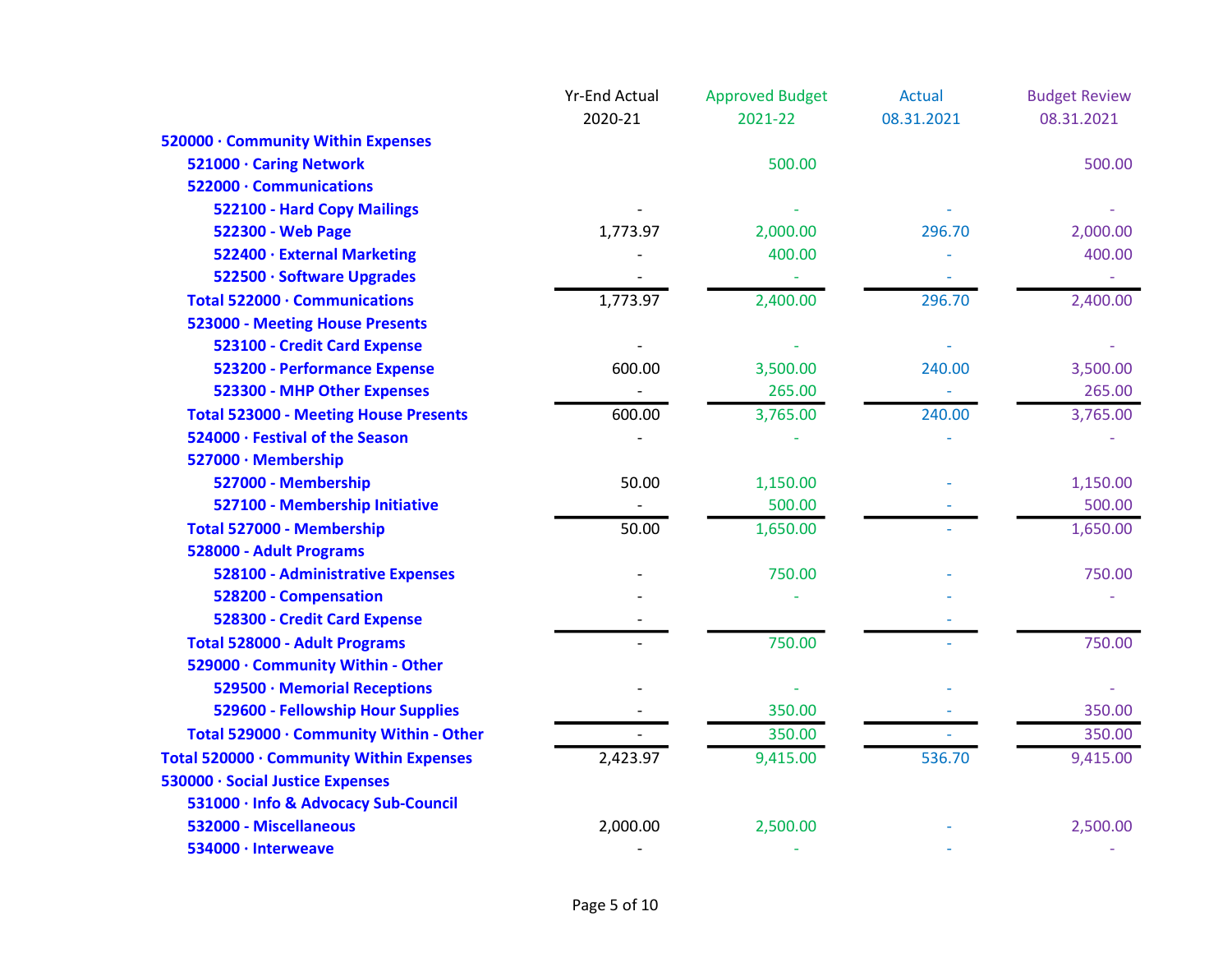| | Yr-End Actual 2020-21 | Approved Budget 2021-22 | Actual 08.31.2021 | Budget Review 08.31.2021 |
|---|---|---|---|---|
| **520000 · Community Within Expenses** | | | | |
| **521000 · Caring Network** | | 500.00 | | 500.00 |
| **522000 · Communications** | | | | |
| **522100 - Hard Copy Mailings** | - | - | - | - |
| **522300 - Web Page** | 1,773.97 | 2,000.00 | 296.70 | 2,000.00 |
| **522400 · External Marketing** | - | 400.00 | - | 400.00 |
| **522500 · Software Upgrades** | - | - | - | - |
| **Total 522000 · Communications** | 1,773.97 | 2,400.00 | 296.70 | 2,400.00 |
| **523000 - Meeting House Presents** | | | | |
| **523100 - Credit Card Expense** | - | - | - | - |
| **523200 - Performance Expense** | 600.00 | 3,500.00 | 240.00 | 3,500.00 |
| **523300 - MHP Other Expenses** | - | 265.00 | - | 265.00 |
| **Total 523000 - Meeting House Presents** | 600.00 | 3,765.00 | 240.00 | 3,765.00 |
| **524000 · Festival of the Season** | - | - | - | - |
| **527000 · Membership** | | | | |
| **527000 - Membership** | 50.00 | 1,150.00 | - | 1,150.00 |
| **527100 - Membership Initiative** | - | 500.00 | - | 500.00 |
| **Total 527000 - Membership** | 50.00 | 1,650.00 | - | 1,650.00 |
| **528000 - Adult Programs** | | | | |
| **528100 - Administrative Expenses** | - | 750.00 | - | 750.00 |
| **528200 - Compensation** | - | - | - | - |
| **528300 - Credit Card Expense** | - | | - | |
| **Total 528000 - Adult Programs** | - | 750.00 | - | 750.00 |
| **529000 · Community Within - Other** | | | | |
| **529500 · Memorial Receptions** | - | - | - | - |
| **529600 - Fellowship Hour Supplies** | - | 350.00 | - | 350.00 |
| **Total 529000 · Community Within - Other** | - | 350.00 | - | 350.00 |
| **Total 520000 · Community Within Expenses** | 2,423.97 | 9,415.00 | 536.70 | 9,415.00 |
| **530000 · Social Justice Expenses** | | | | |
| **531000 · Info & Advocacy Sub-Council** | | | | |
| **532000 - Miscellaneous** | 2,000.00 | 2,500.00 | - | 2,500.00 |
| **534000 · Interweave** | - | - | - | - |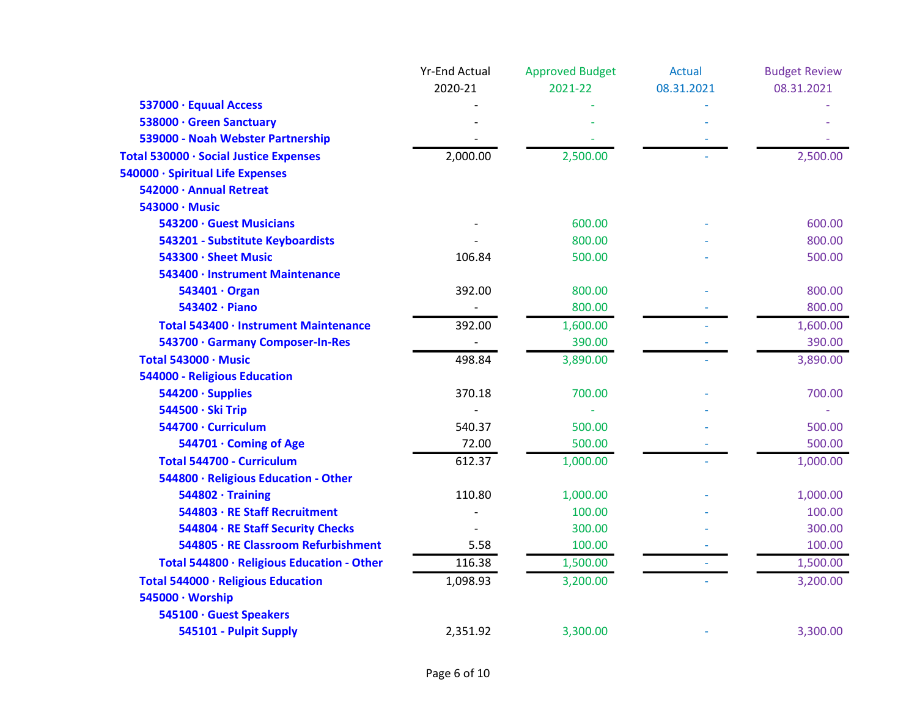| | Yr-End Actual 2020-21 | Approved Budget 2021-22 | Actual 08.31.2021 | Budget Review 08.31.2021 |
|---|---|---|---|---|
| 537000 · Equual Access | - | - | - | - |
| 538000 · Green Sanctuary | - | - | - | - |
| 539000 - Noah Webster Partnership | - | - | - | - |
| Total 530000 · Social Justice Expenses | 2,000.00 | 2,500.00 | - | 2,500.00 |
| 540000 · Spiritual Life Expenses | | | | |
| 542000 · Annual Retreat | | | | |
| 543000 · Music | | | | |
| 543200 · Guest Musicians | - | 600.00 | - | 600.00 |
| 543201 - Substitute Keyboardists | - | 800.00 | - | 800.00 |
| 543300 · Sheet Music | 106.84 | 500.00 | - | 500.00 |
| 543400 · Instrument Maintenance | | | | |
| 543401 · Organ | 392.00 | 800.00 | - | 800.00 |
| 543402 · Piano | - | 800.00 | - | 800.00 |
| Total 543400 · Instrument Maintenance | 392.00 | 1,600.00 | - | 1,600.00 |
| 543700 · Garmany Composer-In-Res | - | 390.00 | - | 390.00 |
| Total 543000 · Music | 498.84 | 3,890.00 | - | 3,890.00 |
| 544000 - Religious Education | | | | |
| 544200 · Supplies | 370.18 | 700.00 | - | 700.00 |
| 544500 · Ski Trip | - | - | - | - |
| 544700 · Curriculum | 540.37 | 500.00 | - | 500.00 |
| 544701 · Coming of Age | 72.00 | 500.00 | - | 500.00 |
| Total 544700 - Curriculum | 612.37 | 1,000.00 | - | 1,000.00 |
| 544800 · Religious Education - Other | | | | |
| 544802 · Training | 110.80 | 1,000.00 | - | 1,000.00 |
| 544803 · RE Staff Recruitment | - | 100.00 | - | 100.00 |
| 544804 · RE Staff Security Checks | - | 300.00 | - | 300.00 |
| 544805 · RE Classroom Refurbishment | 5.58 | 100.00 | - | 100.00 |
| Total 544800 · Religious Education - Other | 116.38 | 1,500.00 | - | 1,500.00 |
| Total 544000 · Religious Education | 1,098.93 | 3,200.00 | - | 3,200.00 |
| 545000 · Worship | | | | |
| 545100 · Guest Speakers | | | | |
| 545101 - Pulpit Supply | 2,351.92 | 3,300.00 | - | 3,300.00 |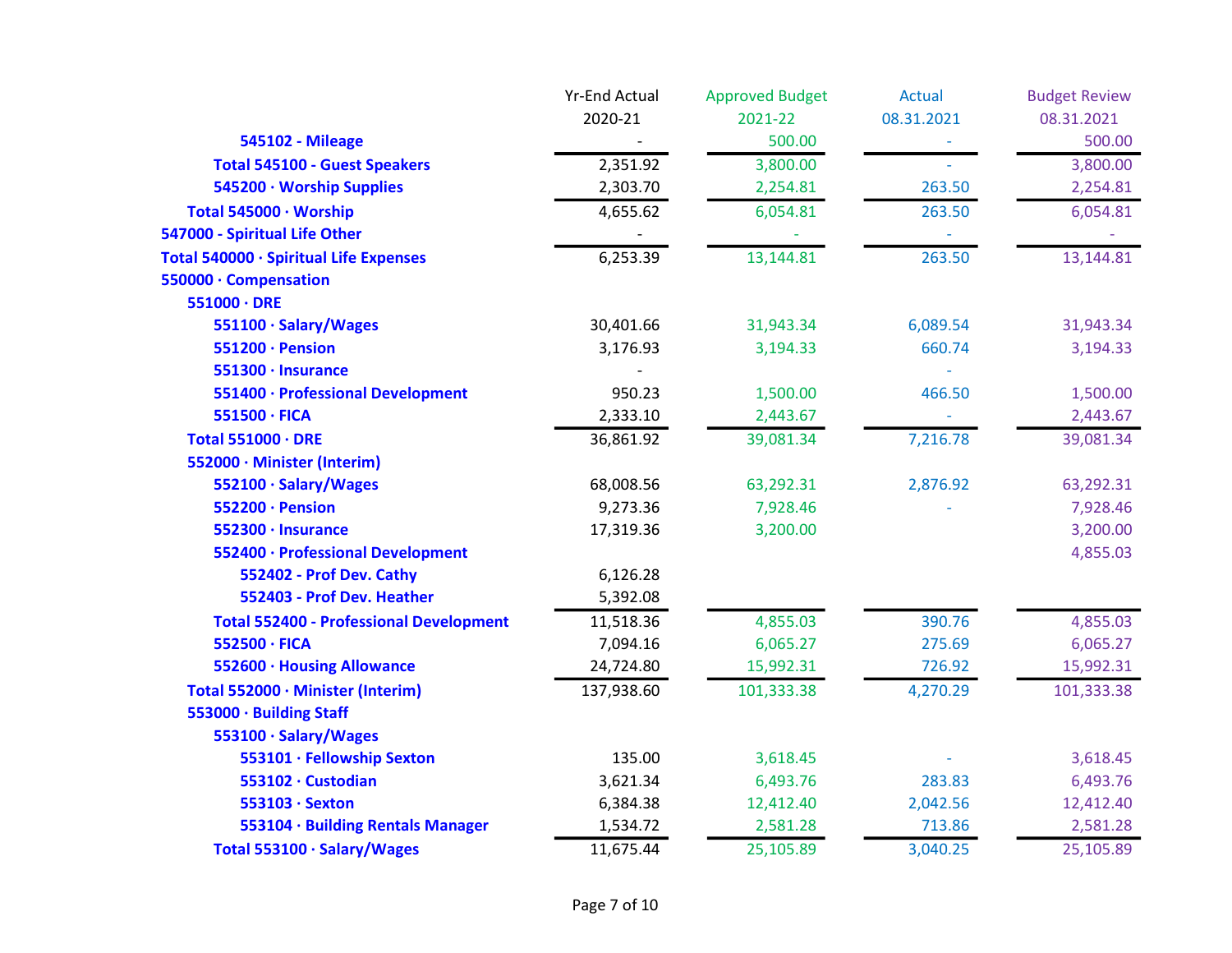| | Yr-End Actual 2020-21 | Approved Budget 2021-22 | Actual 08.31.2021 | Budget Review 08.31.2021 |
|---|---|---|---|---|
| 545102 - Mileage | - | 500.00 | - | 500.00 |
| Total 545100 - Guest Speakers | 2,351.92 | 3,800.00 | - | 3,800.00 |
| 545200 · Worship Supplies | 2,303.70 | 2,254.81 | 263.50 | 2,254.81 |
| Total 545000 · Worship | 4,655.62 | 6,054.81 | 263.50 | 6,054.81 |
| 547000 - Spiritual Life Other | - | - | - | - |
| Total 540000 · Spiritual Life Expenses | 6,253.39 | 13,144.81 | 263.50 | 13,144.81 |
| 550000 · Compensation | | | | |
| 551000 · DRE | | | | |
| 551100 · Salary/Wages | 30,401.66 | 31,943.34 | 6,089.54 | 31,943.34 |
| 551200 · Pension | 3,176.93 | 3,194.33 | 660.74 | 3,194.33 |
| 551300 · Insurance | - | | - | |
| 551400 · Professional Development | 950.23 | 1,500.00 | 466.50 | 1,500.00 |
| 551500 · FICA | 2,333.10 | 2,443.67 | - | 2,443.67 |
| Total 551000 · DRE | 36,861.92 | 39,081.34 | 7,216.78 | 39,081.34 |
| 552000 · Minister (Interim) | | | | |
| 552100 · Salary/Wages | 68,008.56 | 63,292.31 | 2,876.92 | 63,292.31 |
| 552200 · Pension | 9,273.36 | 7,928.46 | - | 7,928.46 |
| 552300 · Insurance | 17,319.36 | 3,200.00 | | 3,200.00 |
| 552400 · Professional Development | | | | 4,855.03 |
| 552402 - Prof Dev. Cathy | 6,126.28 | | | |
| 552403 - Prof Dev. Heather | 5,392.08 | | | |
| Total 552400 - Professional Development | 11,518.36 | 4,855.03 | 390.76 | 4,855.03 |
| 552500 · FICA | 7,094.16 | 6,065.27 | 275.69 | 6,065.27 |
| 552600 · Housing Allowance | 24,724.80 | 15,992.31 | 726.92 | 15,992.31 |
| Total 552000 · Minister (Interim) | 137,938.60 | 101,333.38 | 4,270.29 | 101,333.38 |
| 553000 · Building Staff | | | | |
| 553100 · Salary/Wages | | | | |
| 553101 · Fellowship Sexton | 135.00 | 3,618.45 | - | 3,618.45 |
| 553102 · Custodian | 3,621.34 | 6,493.76 | 283.83 | 6,493.76 |
| 553103 · Sexton | 6,384.38 | 12,412.40 | 2,042.56 | 12,412.40 |
| 553104 · Building Rentals Manager | 1,534.72 | 2,581.28 | 713.86 | 2,581.28 |
| Total 553100 · Salary/Wages | 11,675.44 | 25,105.89 | 3,040.25 | 25,105.89 |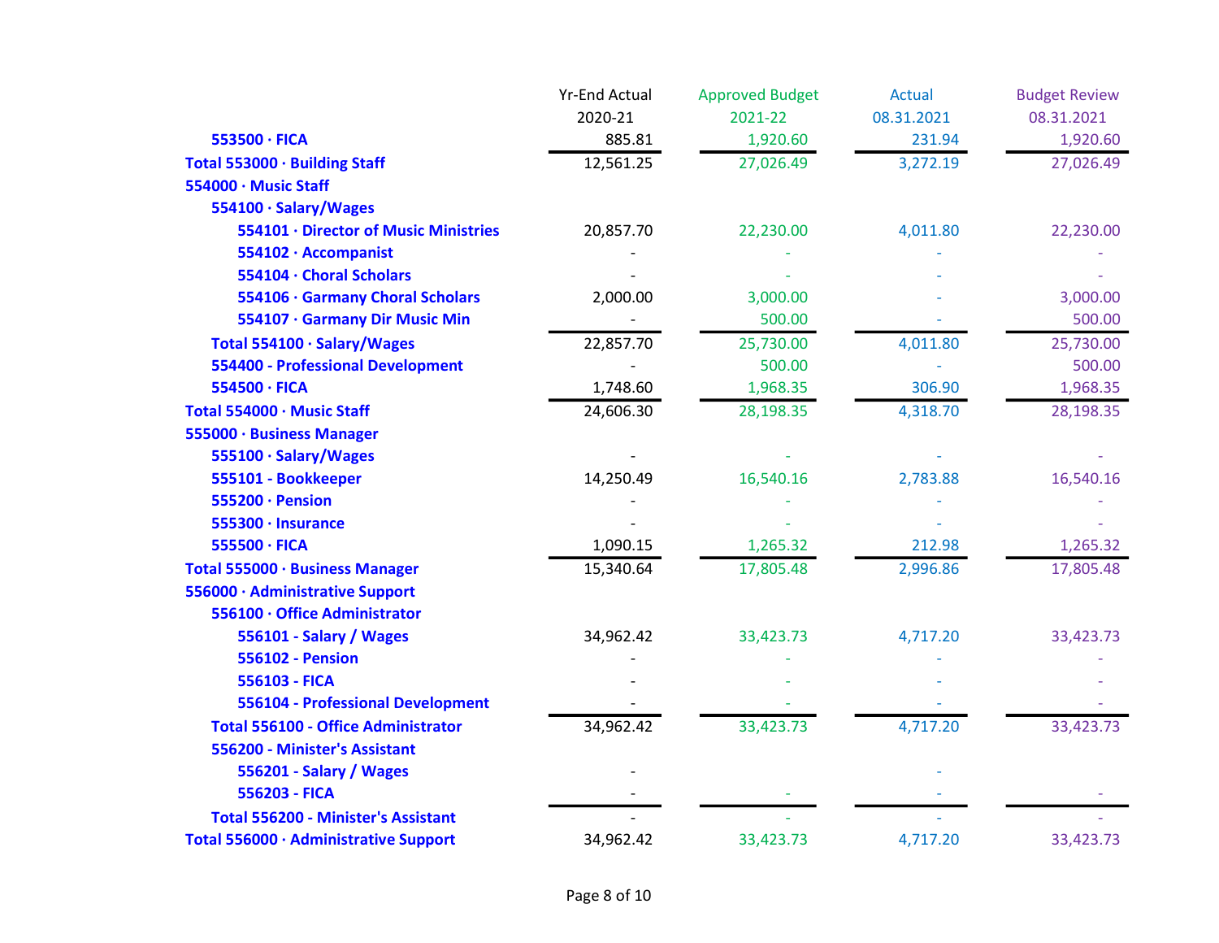| | Yr-End Actual 2020-21 | Approved Budget 2021-22 | Actual 08.31.2021 | Budget Review 08.31.2021 |
|---|---|---|---|---|
| 553500 · FICA | 885.81 | 1,920.60 | 231.94 | 1,920.60 |
| Total 553000 · Building Staff | 12,561.25 | 27,026.49 | 3,272.19 | 27,026.49 |
| 554000 · Music Staff | | | | |
| 554100 · Salary/Wages | | | | |
| 554101 · Director of Music Ministries | 20,857.70 | 22,230.00 | 4,011.80 | 22,230.00 |
| 554102 · Accompanist | - | - | - | - |
| 554104 · Choral Scholars | - | - | - | - |
| 554106 · Garmany Choral Scholars | 2,000.00 | 3,000.00 | - | 3,000.00 |
| 554107 · Garmany Dir Music Min | - | 500.00 | - | 500.00 |
| Total 554100 · Salary/Wages | 22,857.70 | 25,730.00 | 4,011.80 | 25,730.00 |
| 554400 - Professional Development | - | 500.00 | - | 500.00 |
| 554500 · FICA | 1,748.60 | 1,968.35 | 306.90 | 1,968.35 |
| Total 554000 · Music Staff | 24,606.30 | 28,198.35 | 4,318.70 | 28,198.35 |
| 555000 · Business Manager | | | | |
| 555100 · Salary/Wages | - | - | - | - |
| 555101 - Bookkeeper | 14,250.49 | 16,540.16 | 2,783.88 | 16,540.16 |
| 555200 · Pension | - | - | - | - |
| 555300 · Insurance | - | - | - | - |
| 555500 · FICA | 1,090.15 | 1,265.32 | 212.98 | 1,265.32 |
| Total 555000 · Business Manager | 15,340.64 | 17,805.48 | 2,996.86 | 17,805.48 |
| 556000 · Administrative Support | | | | |
| 556100 · Office Administrator | | | | |
| 556101 - Salary / Wages | 34,962.42 | 33,423.73 | 4,717.20 | 33,423.73 |
| 556102 - Pension | - | - | - | - |
| 556103 - FICA | - | - | - | - |
| 556104 - Professional Development | - | - | - | - |
| Total 556100 - Office Administrator | 34,962.42 | 33,423.73 | 4,717.20 | 33,423.73 |
| 556200 - Minister's Assistant | | | | |
| 556201 - Salary / Wages | - | | - | |
| 556203 - FICA | - | - | - | - |
| Total 556200 - Minister's Assistant | - | - | - | - |
| Total 556000 · Administrative Support | 34,962.42 | 33,423.73 | 4,717.20 | 33,423.73 |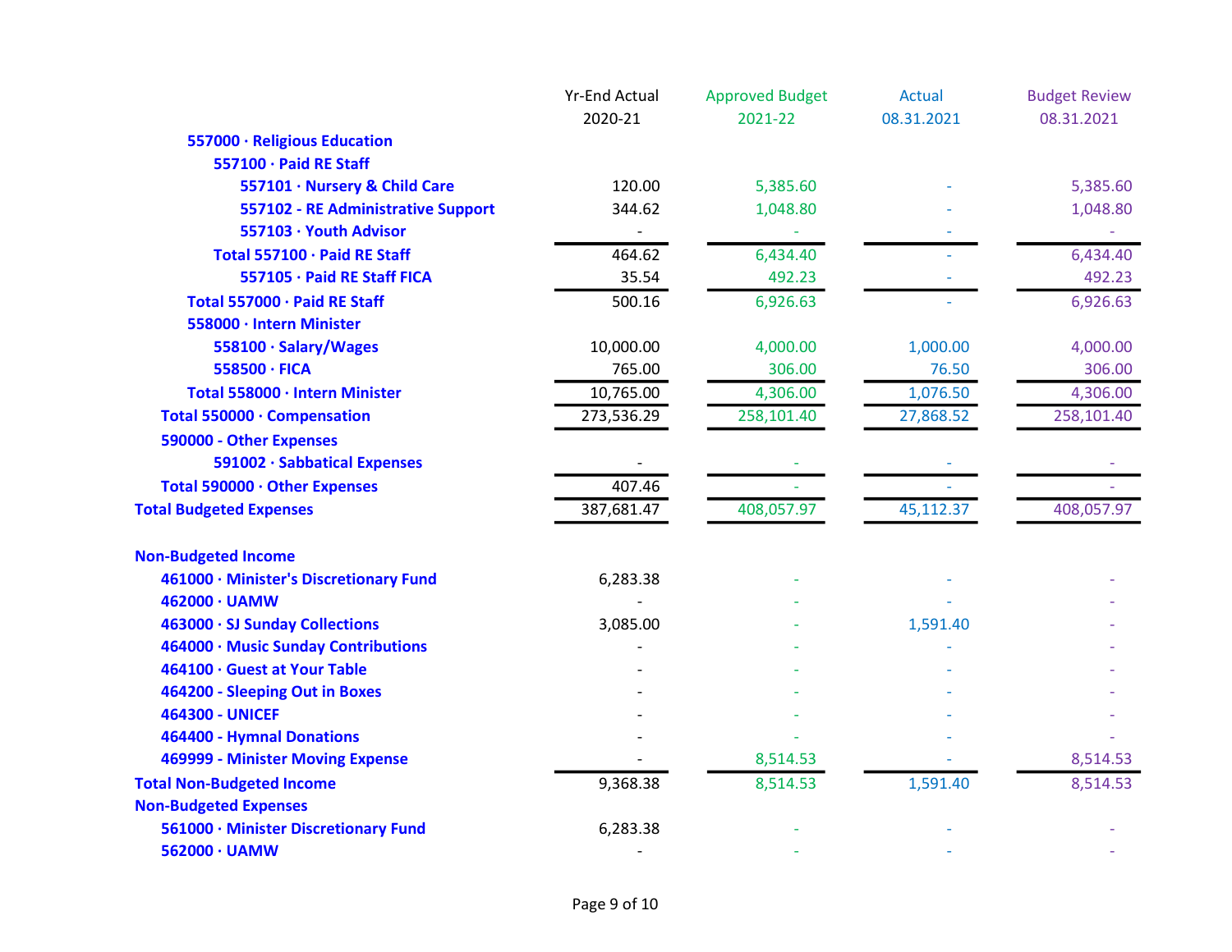| | Yr-End Actual 2020-21 | Approved Budget 2021-22 | Actual 08.31.2021 | Budget Review 08.31.2021 |
|---|---|---|---|---|
| **557000 · Religious Education** | | | | |
| **557100 · Paid RE Staff** | | | | |
| **557101 · Nursery & Child Care** | 120.00 | 5,385.60 | - | 5,385.60 |
| **557102 - RE Administrative Support** | 344.62 | 1,048.80 | - | 1,048.80 |
| **557103 · Youth Advisor** | - | - | - | - |
| **Total 557100 · Paid RE Staff** | 464.62 | 6,434.40 | - | 6,434.40 |
| **557105 · Paid RE Staff FICA** | 35.54 | 492.23 | - | 492.23 |
| **Total 557000 · Paid RE Staff** | 500.16 | 6,926.63 | - | 6,926.63 |
| **558000 · Intern Minister** | | | | |
| **558100 · Salary/Wages** | 10,000.00 | 4,000.00 | 1,000.00 | 4,000.00 |
| **558500 · FICA** | 765.00 | 306.00 | 76.50 | 306.00 |
| **Total 558000 · Intern Minister** | 10,765.00 | 4,306.00 | 1,076.50 | 4,306.00 |
| **Total 550000 · Compensation** | 273,536.29 | 258,101.40 | 27,868.52 | 258,101.40 |
| **590000 - Other Expenses** | | | | |
| **591002 · Sabbatical Expenses** | - | - | - | - |
| **Total 590000 · Other Expenses** | 407.46 | - | - | - |
| **Total Budgeted Expenses** | 387,681.47 | 408,057.97 | 45,112.37 | 408,057.97 |
| | | | | |
| **Non-Budgeted Income** | | | | |
| **461000 · Minister's Discretionary Fund** | 6,283.38 | - | - | - |
| **462000 · UAMW** | - | - | - | - |
| **463000 · SJ Sunday Collections** | 3,085.00 | - | 1,591.40 | - |
| **464000 · Music Sunday Contributions** | - | - | - | - |
| **464100 · Guest at Your Table** | - | - | - | - |
| **464200 - Sleeping Out in Boxes** | - | - | - | - |
| **464300 - UNICEF** | - | - | - | - |
| **464400 - Hymnal Donations** | - | - | - | - |
| **469999 - Minister Moving Expense** | - | 8,514.53 | - | 8,514.53 |
| **Total Non-Budgeted Income** | 9,368.38 | 8,514.53 | 1,591.40 | 8,514.53 |
| **Non-Budgeted Expenses** | | | | |
| **561000 · Minister Discretionary Fund** | 6,283.38 | - | - | - |
| **562000 · UAMW** | - | - | - | - |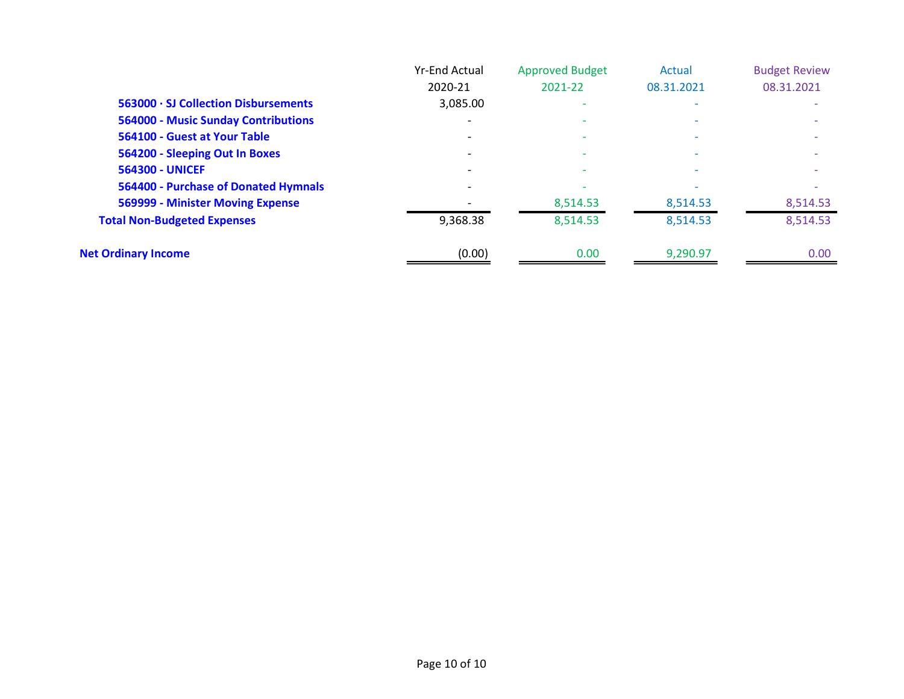| | Yr-End Actual 2020-21 | Approved Budget 2021-22 | Actual 08.31.2021 | Budget Review 08.31.2021 |
|---|---|---|---|---|
| **563000 · SJ Collection Disbursements** | 3,085.00 | - | - | - |
| **564000 - Music Sunday Contributions** | - | - | - | - |
| **564100 - Guest at Your Table** | - | - | - | - |
| **564200 - Sleeping Out In Boxes** | - | - | - | - |
| **564300 - UNICEF** | - | - | - | - |
| **564400 - Purchase of Donated Hymnals** | - | - | - | - |
| **569999 - Minister Moving Expense** | - | 8,514.53 | 8,514.53 | 8,514.53 |
| **Total Non-Budgeted Expenses** | 9,368.38 | 8,514.53 | 8,514.53 | 8,514.53 |
| **Net Ordinary Income** | (0.00) | 0.00 | 9,290.97 | 0.00 |